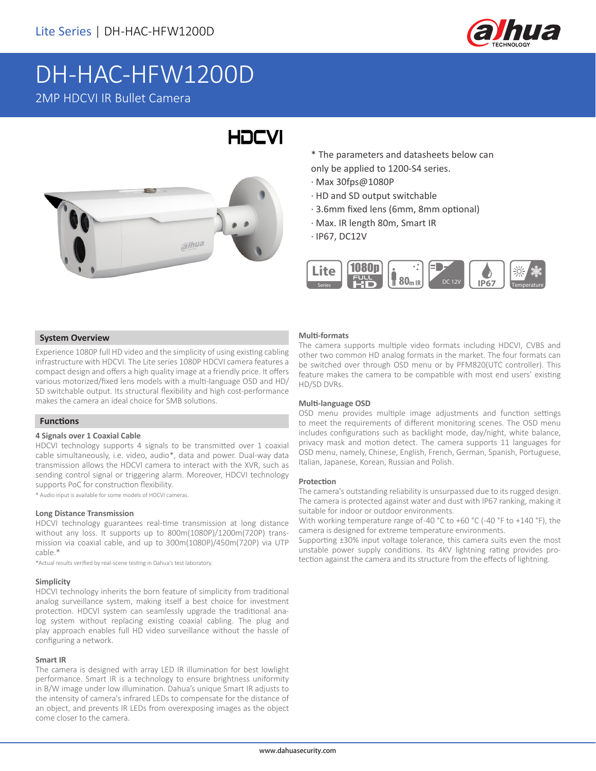Lite Series | DH-HAC-HFW1200D

# DH-HAC-HFW1200D

2MP HDCVI IR Bullet Camera

HDCVI

\* The parameters and datasheets below can only be applied to 1200-S4 series.

- Max 30fps@1080P
- HD and SD output switchable
- 3.6mm fixed lens (6mm, 8mm optional)
- Max. IR length 80m, Smart IR
- IP67, DC12V

Lite Series | 1080p FULL HD | 80m IR | DC 12V | IP67 | Temperature

## System Overview

Experience 1080P full HD video and the simplicity of using existing cabling infrastructure with HDCVI. The Lite series 1080P HDCVI camera features a compact design and offers a high quality image at a friendly price. It offers various motorized/fixed lens models with a multi-language OSD and HD/SD switchable output. Its structural flexibility and high cost-performance makes the camera an ideal choice for SMB solutions.

## Functions

### 4 Signals over 1 Coaxial Cable

HDCVI technology supports 4 signals to be transmitted over 1 coaxial cable simultaneously, i.e. video, audio*, data and power. Dual-way data transmission allows the HDCVI camera to interact with the XVR, such as sending control signal or triggering alarm. Moreover, HDCVI technology supports PoC for construction flexibility.

\* Audio input is available for some models of HDCVI cameras.

### Long Distance Transmission

HDCVI technology guarantees real-time transmission at long distance without any loss. It supports up to 800m(1080P)/1200m(720P) transmission via coaxial cable, and up to 300m(1080P)/450m(720P) via UTP cable.*

*Actual results verified by real-scene testing in Dahua's test laboratory.

### Simplicity

HDCVI technology inherits the born feature of simplicity from traditional analog surveillance system, making itself a best choice for investment protection. HDCVI system can seamlessly upgrade the traditional analog system without replacing existing coaxial cabling. The plug and play approach enables full HD video surveillance without the hassle of configuring a network.

### Smart IR

The camera is designed with array LED IR illumination for best lowlight performance. Smart IR is a technology to ensure brightness uniformity in B/W image under low illumination. Dahua's unique Smart IR adjusts to the intensity of camera's infrared LEDs to compensate for the distance of an object, and prevents IR LEDs from overexposing images as the object come closer to the camera.

### Multi-formats

The camera supports multiple video formats including HDCVI, CVBS and other two common HD analog formats in the market. The four formats can be switched over through OSD menu or by PFM820(UTC controller). This feature makes the camera to be compatible with most end users' existing HD/SD DVRs.

### Multi-language OSD

OSD menu provides multiple image adjustments and function settings to meet the requirements of different monitoring scenes. The OSD menu includes configurations such as backlight mode, day/night, white balance, privacy mask and motion detect. The camera supports 11 languages for OSD menu, namely, Chinese, English, French, German, Spanish, Portuguese, Italian, Japanese, Korean, Russian and Polish.

### Protection

The camera's outstanding reliability is unsurpassed due to its rugged design. The camera is protected against water and dust with IP67 ranking, making it suitable for indoor or outdoor environments.

With working temperature range of-40 °C to +60 °C (-40 °F to +140 °F), the camera is designed for extreme temperature environments.

Supporting ±30% input voltage tolerance, this camera suits even the most unstable power supply conditions. Its 4KV lightning rating provides protection against the camera and its structure from the effects of lightning.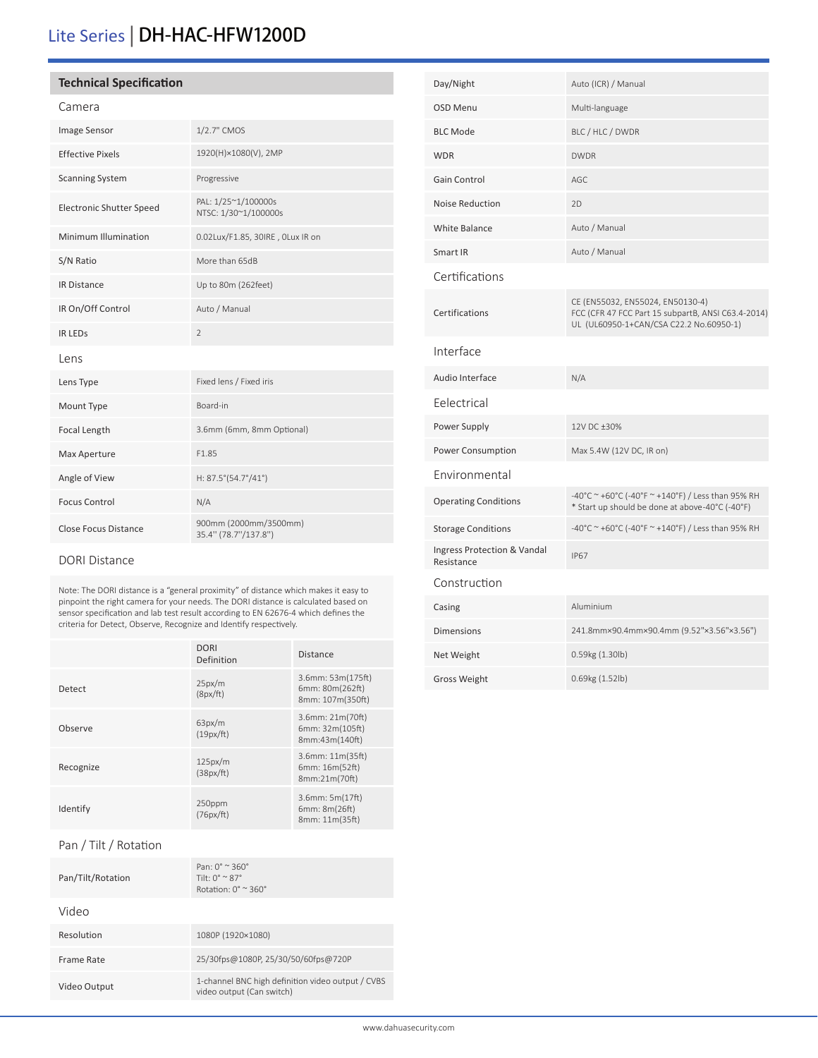# Lite Series | DH-HAC-HFW1200D

## Technical Specification

### Camera

| | |
|---|---|
| Image Sensor | 1/2.7" CMOS |
| Effective Pixels | 1920(H)×1080(V), 2MP |
| Scanning System | Progressive |
| Electronic Shutter Speed | PAL: 1/25~1/100000s<br>NTSC: 1/30~1/100000s |
| Minimum Illumination | 0.02Lux/F1.85, 30IRE , 0Lux IR on |
| S/N Ratio | More than 65dB |
| IR Distance | Up to 80m (262feet) |
| IR On/Off Control | Auto / Manual |
| IR LEDs | 2 |

### Lens

| | |
|---|---|
| Lens Type | Fixed lens / Fixed iris |
| Mount Type | Board-in |
| Focal Length | 3.6mm (6mm, 8mm Optional) |
| Max Aperture | F1.85 |
| Angle of View | H: 87.5°(54.7°/41°) |
| Focus Control | N/A |
| Close Focus Distance | 900mm (2000mm/3500mm)<br>35.4'' (78.7''/137.8'') |

### DORI Distance

Note: The DORI distance is a "general proximity" of distance which makes it easy to pinpoint the right camera for your needs. The DORI distance is calculated based on sensor specification and lab test result according to EN 62676-4 which defines the criteria for Detect, Observe, Recognize and Identify respectively.

| | DORI Definition | Distance |
|---|---|---|
| Detect | 25px/m<br>(8px/ft) | 3.6mm: 53m(175ft)<br>6mm: 80m(262ft)<br>8mm: 107m(350ft) |
| Observe | 63px/m<br>(19px/ft) | 3.6mm: 21m(70ft)<br>6mm: 32m(105ft)<br>8mm:43m(140ft) |
| Recognize | 125px/m<br>(38px/ft) | 3.6mm: 11m(35ft)<br>6mm: 16m(52ft)<br>8mm:21m(70ft) |
| Identify | 250ppm<br>(76px/ft) | 3.6mm: 5m(17ft)<br>6mm: 8m(26ft)<br>8mm: 11m(35ft) |

### Pan / Tilt / Rotation

| | |
|---|---|
| Pan/Tilt/Rotation | Pan: 0° ~ 360°<br>Tilt: 0° ~ 87°<br>Rotation: 0° ~ 360° |

### Video

| | |
|---|---|
| Resolution | 1080P (1920×1080) |
| Frame Rate | 25/30fps@1080P, 25/30/50/60fps@720P |
| Video Output | 1-channel BNC high definition video output / CVBS video output (Can switch) |
| Day/Night | Auto (ICR) / Manual |
| OSD Menu | Multi-language |
| BLC Mode | BLC / HLC / DWDR |
| WDR | DWDR |
| Gain Control | AGC |
| Noise Reduction | 2D |
| White Balance | Auto / Manual |
| Smart IR | Auto / Manual |

### Certifications

| | |
|---|---|
| Certifications | CE (EN55032, EN55024, EN50130-4)<br>FCC (CFR 47 FCC Part 15 subpartB, ANSI C63.4-2014)<br>UL (UL60950-1+CAN/CSA C22.2 No.60950-1) |

### Interface

| | |
|---|---|
| Audio Interface | N/A |

### Eelectrical

| | |
|---|---|
| Power Supply | 12V DC ±30% |
| Power Consumption | Max 5.4W (12V DC, IR on) |

### Environmental

| | |
|---|---|
| Operating Conditions | -40°C ~ +60°C (-40°F ~ +140°F) / Less than 95% RH<br>* Start up should be done at above-40°C (-40°F) |
| Storage Conditions | -40°C ~ +60°C (-40°F ~ +140°F) / Less than 95% RH |
| Ingress Protection & Vandal Resistance | IP67 |

### Construction

| | |
|---|---|
| Casing | Aluminium |
| Dimensions | 241.8mm×90.4mm×90.4mm (9.52"×3.56"×3.56") |
| Net Weight | 0.59kg (1.30lb) |
| Gross Weight | 0.69kg (1.52lb) |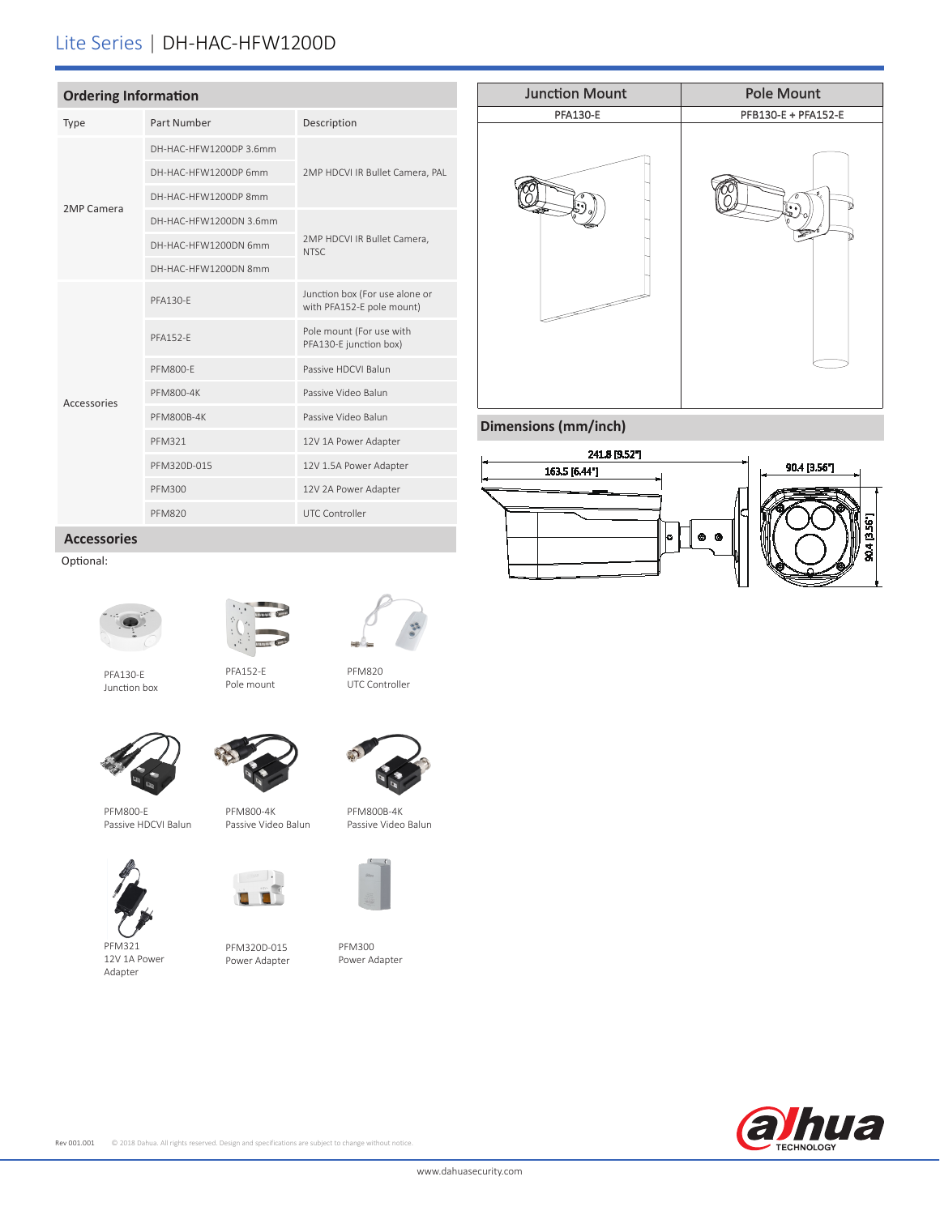# Lite Series | DH-HAC-HFW1200D

## Ordering Information

| Type | Part Number | Description |
|---|---|---|
| 2MP Camera | DH-HAC-HFW1200DP 3.6mm | 2MP HDCVI IR Bullet Camera, PAL |
| | DH-HAC-HFW1200DP 6mm | |
| | DH-HAC-HFW1200DP 8mm | |
| | DH-HAC-HFW1200DN 3.6mm | 2MP HDCVI IR Bullet Camera, NTSC |
| | DH-HAC-HFW1200DN 6mm | |
| | DH-HAC-HFW1200DN 8mm | |
| Accessories | PFA130-E | Junction box (For use alone or with PFA152-E pole mount) |
| | PFA152-E | Pole mount (For use with PFA130-E junction box) |
| | PFM800-E | Passive HDCVI Balun |
| | PFM800-4K | Passive Video Balun |
| | PFM800B-4K | Passive Video Balun |
| | PFM321 | 12V 1A Power Adapter |
| | PFM320D-015 | 12V 1.5A Power Adapter |
| | PFM300 | 12V 2A Power Adapter |
| | PFM820 | UTC Controller |

## Accessories

Optional:

PFA130-E
Junction box

PFA152-E
Pole mount

PFM820
UTC Controller

PFM800-E
Passive HDCVI Balun

PFM800-4K
Passive Video Balun

PFM800B-4K
Passive Video Balun

PFM321
12V 1A Power Adapter

PFM320D-015
Power Adapter

PFM300
Power Adapter

| Junction Mount | Pole Mount |
|---|---|
| PFA130-E | PFB130-E + PFA152-E |

## Dimensions (mm/inch)

241.8 [9.52"]
163.5 [6.44"]
90.4 [3.56"]
90.4 [3.56"]

Rev 001.001 © 2018 Dahua. All rights reserved. Design and specifications are subject to change without notice.

www.dahuasecurity.com